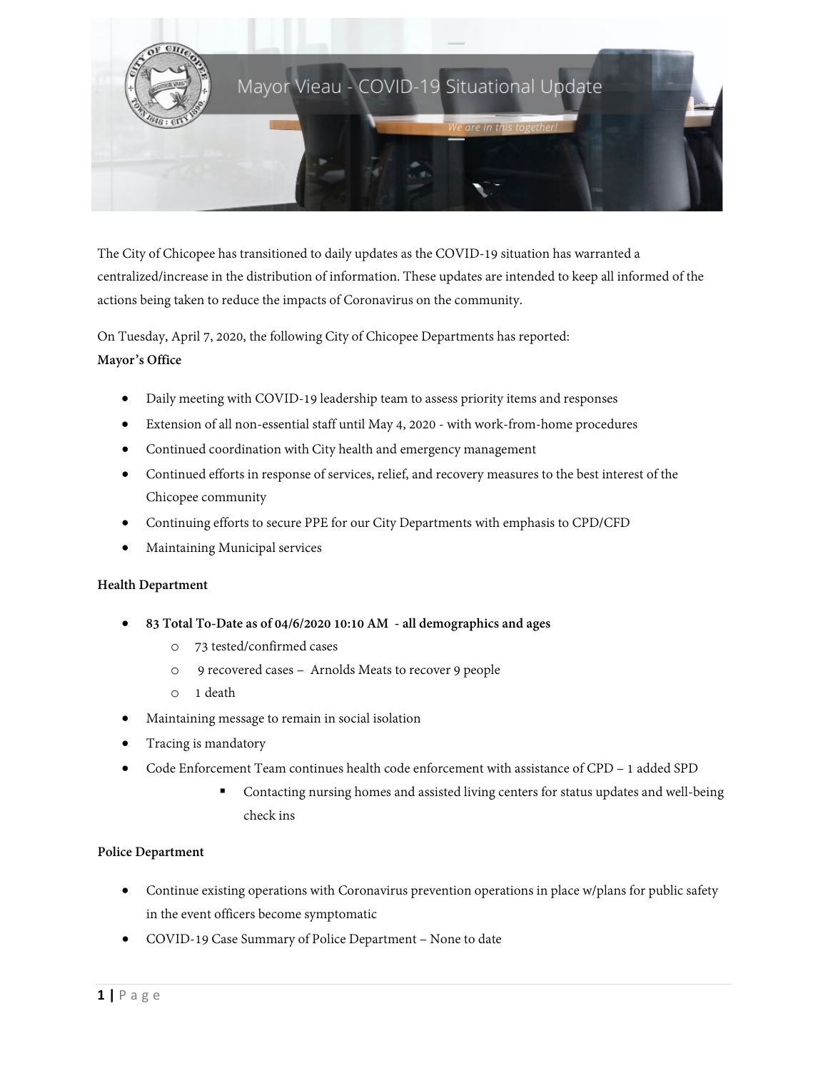# Mayor Vieau - COVID-19 Situational Update

*We are in this together!*

The City of Chicopee has transitioned to daily updates as the COVID-19 situation has warranted a centralized/increase in the distribution of information. These updates are intended to keep all informed of the actions being taken to reduce the impacts of Coronavirus on the community.

On Tuesday, April 7, 2020, the following City of Chicopee Departments has reported:

**Mayor's Office**

- Daily meeting with COVID-19 leadership team to assess priority items and responses
- Extension of all non-essential staff until May 4, 2020 - with work-from-home procedures
- Continued coordination with City health and emergency management
- Continued efforts in response of services, relief, and recovery measures to the best interest of the Chicopee community
- Continuing efforts to secure PPE for our City Departments with emphasis to CPD/CFD
- Maintaining Municipal services

**Health Department**

- **83 Total To-Date as of 04/6/2020 10:10 AM - all demographics and ages**
  - 73 tested/confirmed cases
  - 9 recovered cases – Arnolds Meats to recover 9 people
  - 1 death
- Maintaining message to remain in social isolation
- Tracing is mandatory
- Code Enforcement Team continues health code enforcement with assistance of CPD – 1 added SPD
  - Contacting nursing homes and assisted living centers for status updates and well-being check ins

**Police Department**

- Continue existing operations with Coronavirus prevention operations in place w/plans for public safety in the event officers become symptomatic
- COVID-19 Case Summary of Police Department – None to date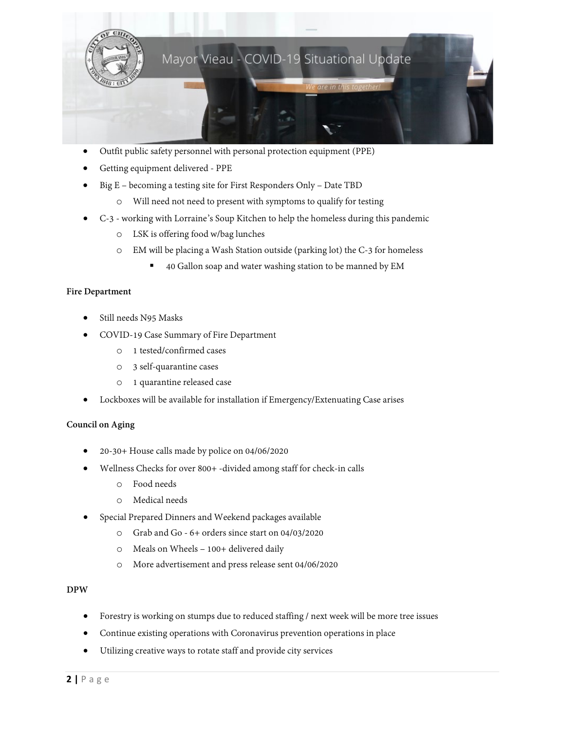- Outfit public safety personnel with personal protection equipment (PPE)
- Getting equipment delivered - PPE
- Big E – becoming a testing site for First Responders Only – Date TBD
  - Will need not need to present with symptoms to qualify for testing
- C-3 - working with Lorraine's Soup Kitchen to help the homeless during this pandemic
  - LSK is offering food w/bag lunches
  - EM will be placing a Wash Station outside (parking lot) the C-3 for homeless
    - 40 Gallon soap and water washing station to be manned by EM

**Fire Department**

- Still needs N95 Masks
- COVID-19 Case Summary of Fire Department
  - 1 tested/confirmed cases
  - 3 self-quarantine cases
  - 1 quarantine released case
- Lockboxes will be available for installation if Emergency/Extenuating Case arises

**Council on Aging**

- 20-30+ House calls made by police on 04/06/2020
- Wellness Checks for over 800+ -divided among staff for check-in calls
  - Food needs
  - Medical needs
- Special Prepared Dinners and Weekend packages available
  - Grab and Go - 6+ orders since start on 04/03/2020
  - Meals on Wheels – 100+ delivered daily
  - More advertisement and press release sent 04/06/2020

**DPW**

- Forestry is working on stumps due to reduced staffing / next week will be more tree issues
- Continue existing operations with Coronavirus prevention operations in place
- Utilizing creative ways to rotate staff and provide city services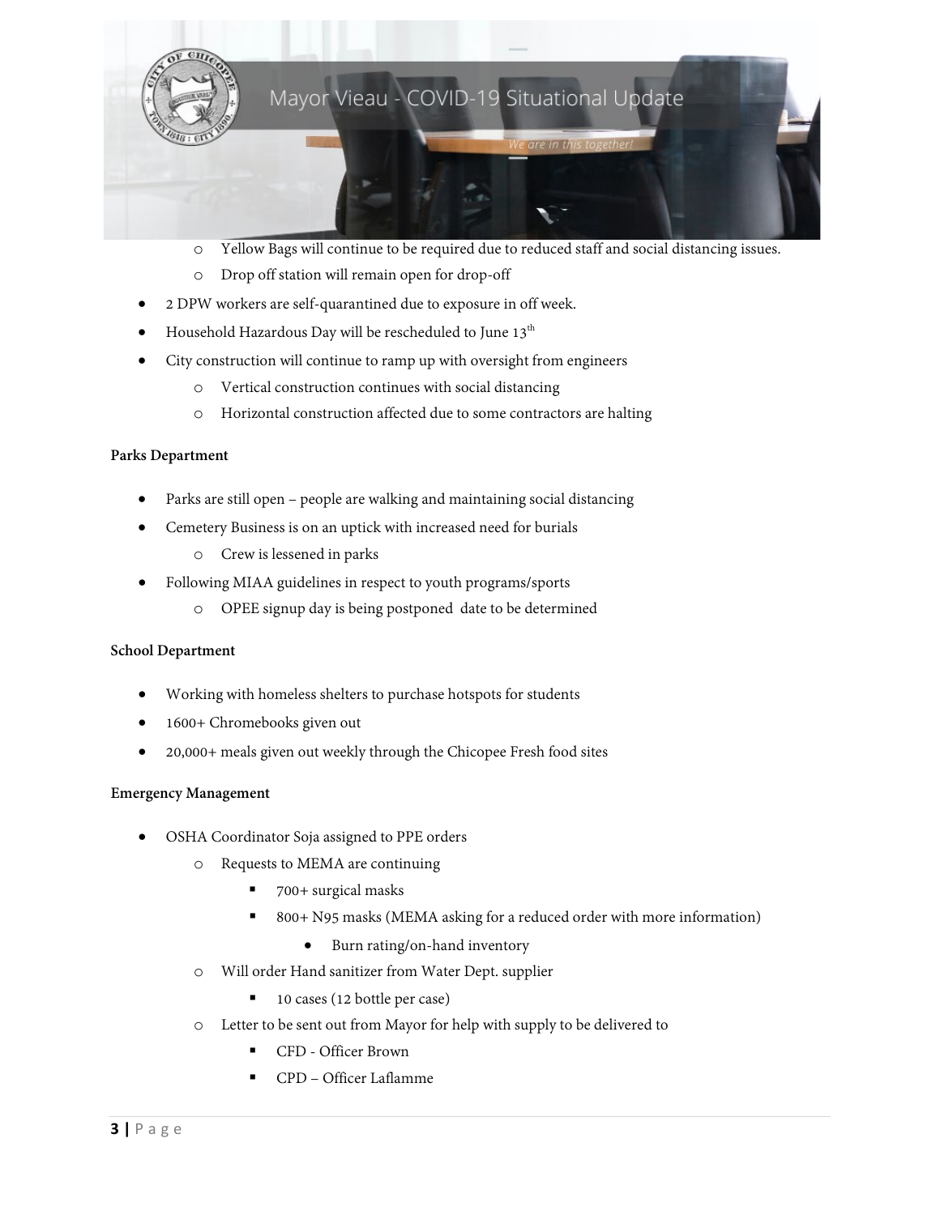- Yellow Bags will continue to be required due to reduced staff and social distancing issues.
  - Drop off station will remain open for drop-off
- 2 DPW workers are self-quarantined due to exposure in off week.
- Household Hazardous Day will be rescheduled to June 13th
- City construction will continue to ramp up with oversight from engineers
  - Vertical construction continues with social distancing
  - Horizontal construction affected due to some contractors are halting

**Parks Department**

- Parks are still open – people are walking and maintaining social distancing
- Cemetery Business is on an uptick with increased need for burials
  - Crew is lessened in parks
- Following MIAA guidelines in respect to youth programs/sports
  - OPEE signup day is being postponed date to be determined

**School Department**

- Working with homeless shelters to purchase hotspots for students
- 1600+ Chromebooks given out
- 20,000+ meals given out weekly through the Chicopee Fresh food sites

**Emergency Management**

- OSHA Coordinator Soja assigned to PPE orders
  - Requests to MEMA are continuing
    - 700+ surgical masks
    - 800+ N95 masks (MEMA asking for a reduced order with more information)
      - Burn rating/on-hand inventory
  - Will order Hand sanitizer from Water Dept. supplier
    - 10 cases (12 bottle per case)
  - Letter to be sent out from Mayor for help with supply to be delivered to
    - CFD - Officer Brown
    - CPD – Officer Laflamme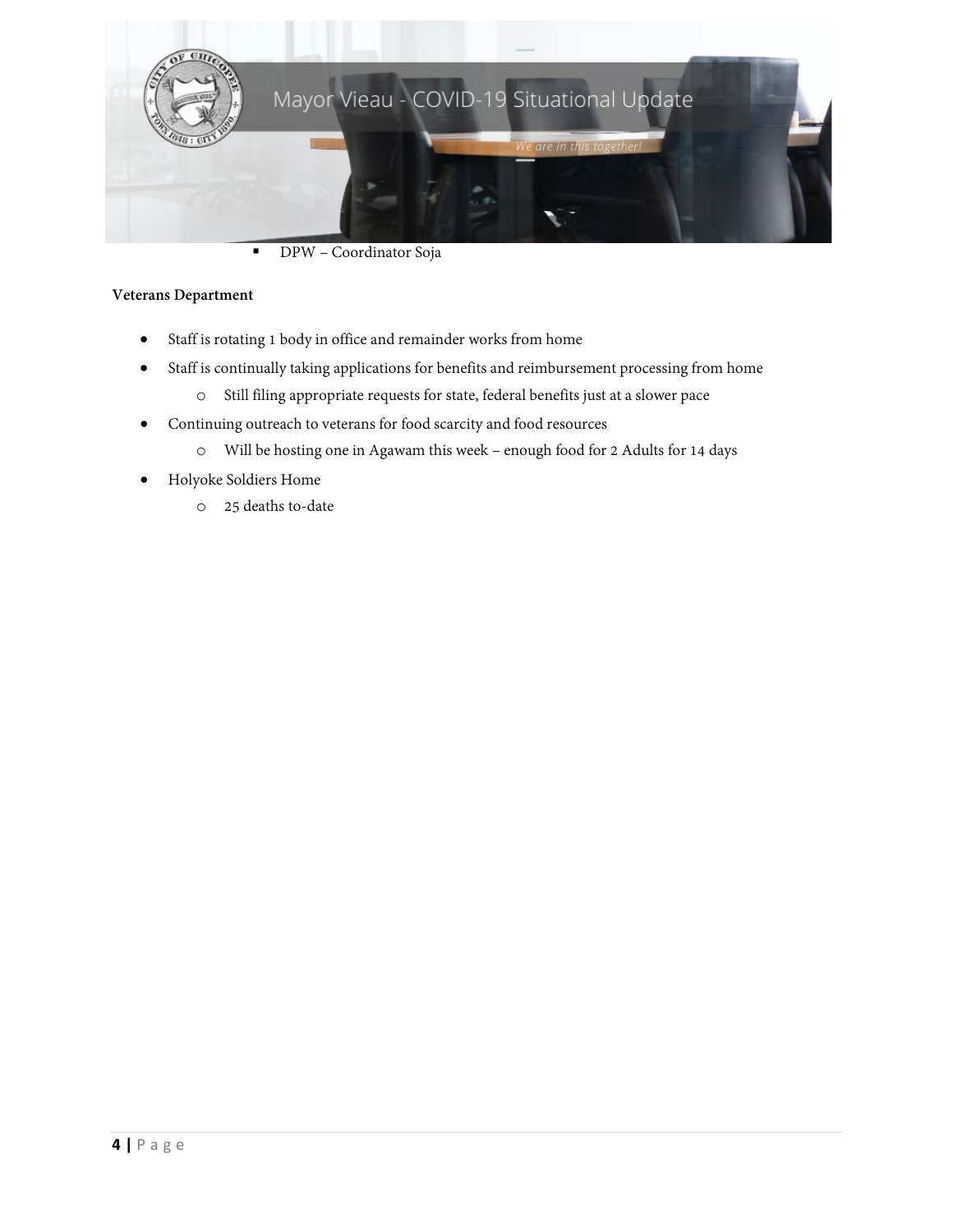- DPW – Coordinator Soja

**Veterans Department**

- Staff is rotating 1 body in office and remainder works from home
- Staff is continually taking applications for benefits and reimbursement processing from home
  - Still filing appropriate requests for state, federal benefits just at a slower pace
- Continuing outreach to veterans for food scarcity and food resources
  - Will be hosting one in Agawam this week – enough food for 2 Adults for 14 days
- Holyoke Soldiers Home
  - 25 deaths to-date